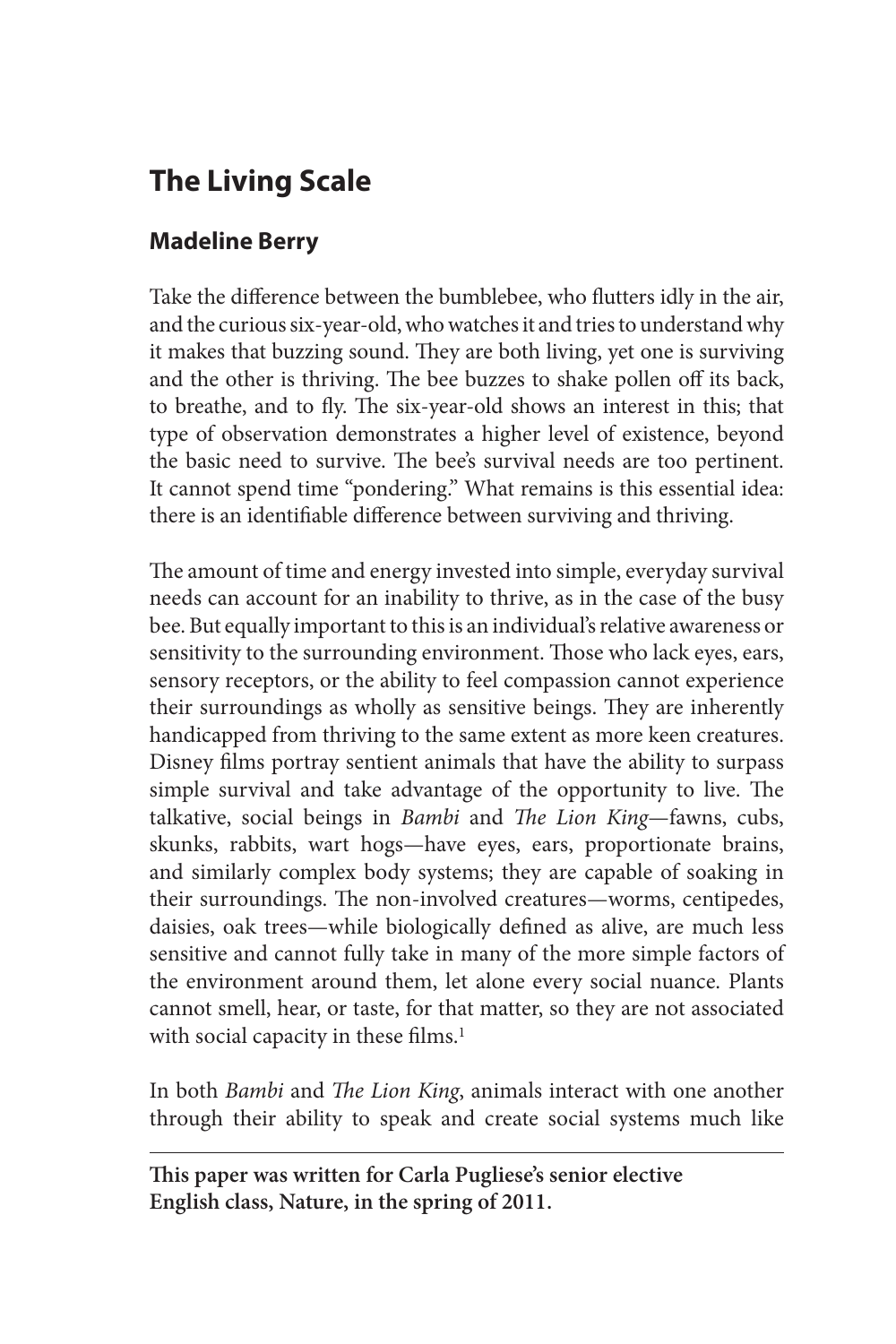# The Living Scale

## Madeline Berry

Take the difference between the bumblebee, who flutters idly in the air, and the curious six-year-old, who watches it and tries to understand why it makes that buzzing sound. They are both living, yet one is surviving and the other is thriving. The bee buzzes to shake pollen off its back, to breathe, and to fly. The six-year-old shows an interest in this; that type of observation demonstrates a higher level of existence, beyond the basic need to survive. The bee's survival needs are too pertinent. It cannot spend time "pondering." What remains is this essential idea: there is an identifiable difference between surviving and thriving.

The amount of time and energy invested into simple, everyday survival needs can account for an inability to thrive, as in the case of the busy bee. But equally important to this is an individual's relative awareness or sensitivity to the surrounding environment. Those who lack eyes, ears, sensory receptors, or the ability to feel compassion cannot experience their surroundings as wholly as sensitive beings. They are inherently handicapped from thriving to the same extent as more keen creatures. Disney films portray sentient animals that have the ability to surpass simple survival and take advantage of the opportunity to live. The talkative, social beings in *Bambi* and *The Lion King*—fawns, cubs, skunks, rabbits, wart hogs—have eyes, ears, proportionate brains, and similarly complex body systems; they are capable of soaking in their surroundings. The non-involved creatures—worms, centipedes, daisies, oak trees—while biologically defined as alive, are much less sensitive and cannot fully take in many of the more simple factors of the environment around them, let alone every social nuance. Plants cannot smell, hear, or taste, for that matter, so they are not associated with social capacity in these films.[1]

In both *Bambi* and *The Lion King*, animals interact with one another through their ability to speak and create social systems much like

---

**This paper was written for Carla Pugliese's senior elective English class, Nature, in the spring of 2011.**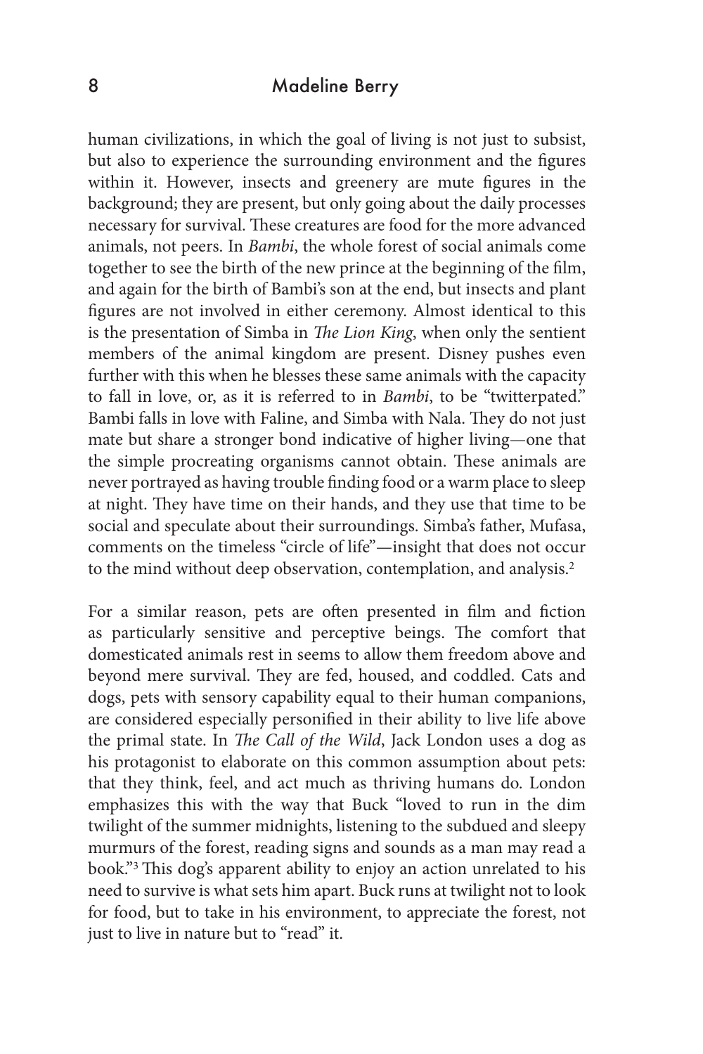human civilizations, in which the goal of living is not just to subsist, but also to experience the surrounding environment and the figures within it. However, insects and greenery are mute figures in the background; they are present, but only going about the daily processes necessary for survival. These creatures are food for the more advanced animals, not peers. In *Bambi*, the whole forest of social animals come together to see the birth of the new prince at the beginning of the film, and again for the birth of Bambi's son at the end, but insects and plant figures are not involved in either ceremony. Almost identical to this is the presentation of Simba in *The Lion King*, when only the sentient members of the animal kingdom are present. Disney pushes even further with this when he blesses these same animals with the capacity to fall in love, or, as it is referred to in *Bambi*, to be "twitterpated." Bambi falls in love with Faline, and Simba with Nala. They do not just mate but share a stronger bond indicative of higher living—one that the simple procreating organisms cannot obtain. These animals are never portrayed as having trouble finding food or a warm place to sleep at night. They have time on their hands, and they use that time to be social and speculate about their surroundings. Simba's father, Mufasa, comments on the timeless "circle of life"—insight that does not occur to the mind without deep observation, contemplation, and analysis.[2]

For a similar reason, pets are often presented in film and fiction as particularly sensitive and perceptive beings. The comfort that domesticated animals rest in seems to allow them freedom above and beyond mere survival. They are fed, housed, and coddled. Cats and dogs, pets with sensory capability equal to their human companions, are considered especially personified in their ability to live life above the primal state. In *The Call of the Wild*, Jack London uses a dog as his protagonist to elaborate on this common assumption about pets: that they think, feel, and act much as thriving humans do. London emphasizes this with the way that Buck "loved to run in the dim twilight of the summer midnights, listening to the subdued and sleepy murmurs of the forest, reading signs and sounds as a man may read a book."[3] This dog's apparent ability to enjoy an action unrelated to his need to survive is what sets him apart. Buck runs at twilight not to look for food, but to take in his environment, to appreciate the forest, not just to live in nature but to "read" it.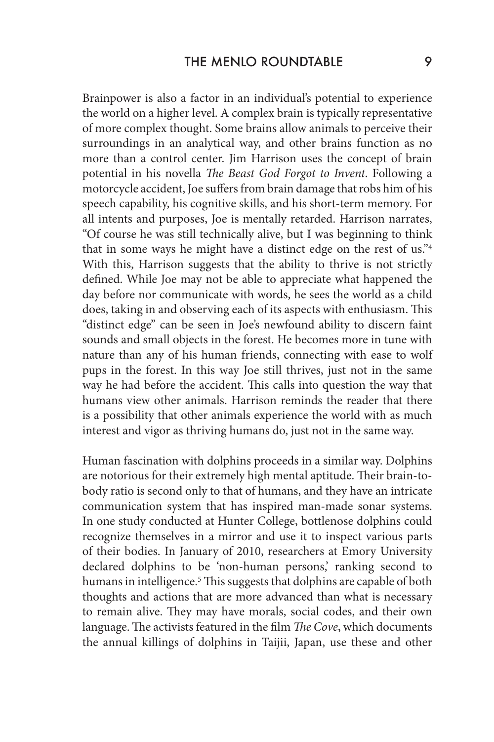Brainpower is also a factor in an individual's potential to experience the world on a higher level. A complex brain is typically representative of more complex thought. Some brains allow animals to perceive their surroundings in an analytical way, and other brains function as no more than a control center. Jim Harrison uses the concept of brain potential in his novella *The Beast God Forgot to Invent*. Following a motorcycle accident, Joe suffers from brain damage that robs him of his speech capability, his cognitive skills, and his short-term memory. For all intents and purposes, Joe is mentally retarded. Harrison narrates, "Of course he was still technically alive, but I was beginning to think that in some ways he might have a distinct edge on the rest of us."[4] With this, Harrison suggests that the ability to thrive is not strictly defined. While Joe may not be able to appreciate what happened the day before nor communicate with words, he sees the world as a child does, taking in and observing each of its aspects with enthusiasm. This "distinct edge" can be seen in Joe's newfound ability to discern faint sounds and small objects in the forest. He becomes more in tune with nature than any of his human friends, connecting with ease to wolf pups in the forest. In this way Joe still thrives, just not in the same way he had before the accident. This calls into question the way that humans view other animals. Harrison reminds the reader that there is a possibility that other animals experience the world with as much interest and vigor as thriving humans do, just not in the same way.

Human fascination with dolphins proceeds in a similar way. Dolphins are notorious for their extremely high mental aptitude. Their brain-to-body ratio is second only to that of humans, and they have an intricate communication system that has inspired man-made sonar systems. In one study conducted at Hunter College, bottlenose dolphins could recognize themselves in a mirror and use it to inspect various parts of their bodies. In January of 2010, researchers at Emory University declared dolphins to be 'non-human persons,' ranking second to humans in intelligence.[5] This suggests that dolphins are capable of both thoughts and actions that are more advanced than what is necessary to remain alive. They may have morals, social codes, and their own language. The activists featured in the film *The Cove*, which documents the annual killings of dolphins in Taijii, Japan, use these and other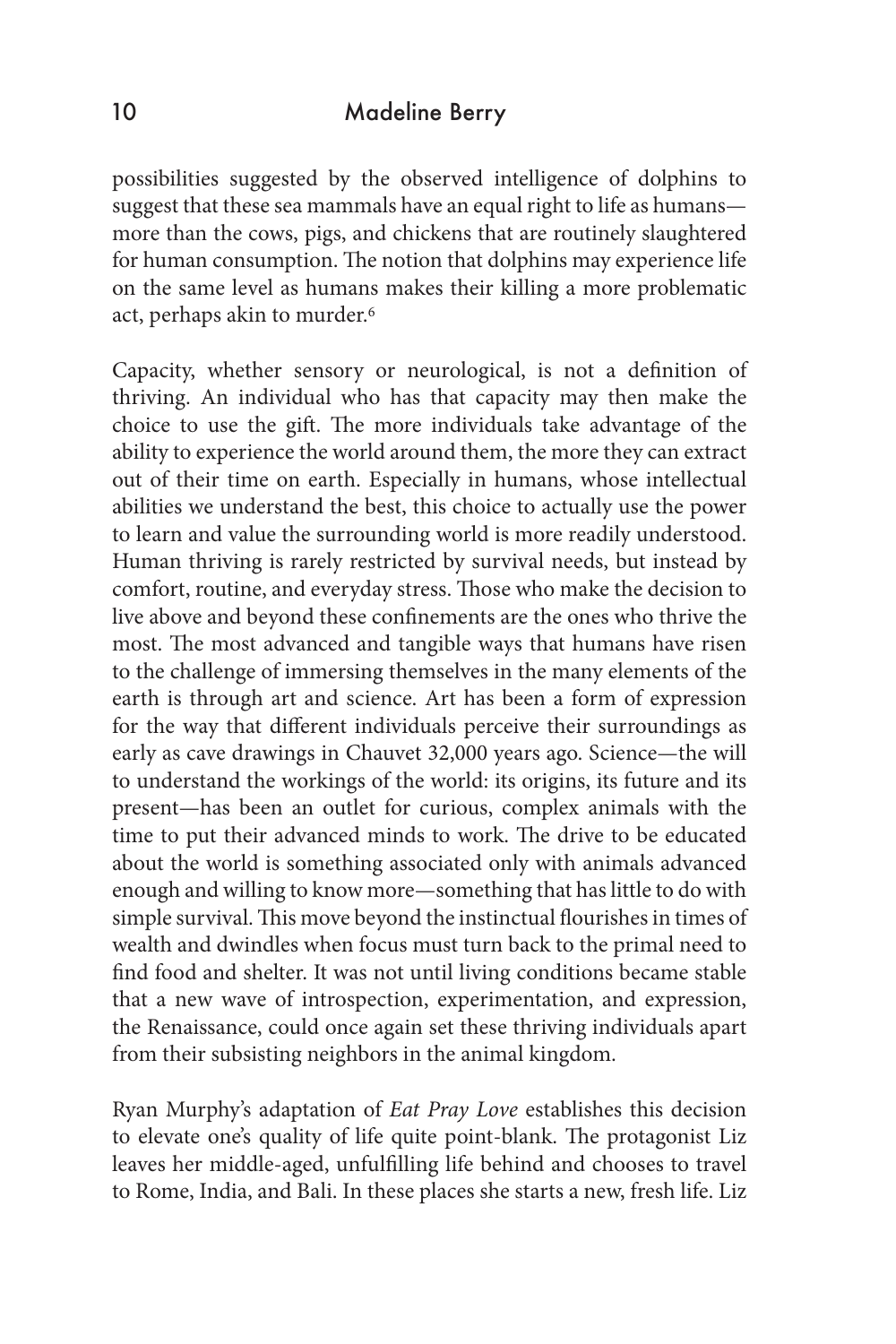possibilities suggested by the observed intelligence of dolphins to suggest that these sea mammals have an equal right to life as humans—more than the cows, pigs, and chickens that are routinely slaughtered for human consumption. The notion that dolphins may experience life on the same level as humans makes their killing a more problematic act, perhaps akin to murder.[6]

Capacity, whether sensory or neurological, is not a definition of thriving. An individual who has that capacity may then make the choice to use the gift. The more individuals take advantage of the ability to experience the world around them, the more they can extract out of their time on earth. Especially in humans, whose intellectual abilities we understand the best, this choice to actually use the power to learn and value the surrounding world is more readily understood. Human thriving is rarely restricted by survival needs, but instead by comfort, routine, and everyday stress. Those who make the decision to live above and beyond these confinements are the ones who thrive the most. The most advanced and tangible ways that humans have risen to the challenge of immersing themselves in the many elements of the earth is through art and science. Art has been a form of expression for the way that different individuals perceive their surroundings as early as cave drawings in Chauvet 32,000 years ago. Science—the will to understand the workings of the world: its origins, its future and its present—has been an outlet for curious, complex animals with the time to put their advanced minds to work. The drive to be educated about the world is something associated only with animals advanced enough and willing to know more—something that has little to do with simple survival. This move beyond the instinctual flourishes in times of wealth and dwindles when focus must turn back to the primal need to find food and shelter. It was not until living conditions became stable that a new wave of introspection, experimentation, and expression, the Renaissance, could once again set these thriving individuals apart from their subsisting neighbors in the animal kingdom.

Ryan Murphy's adaptation of *Eat Pray Love* establishes this decision to elevate one's quality of life quite point-blank. The protagonist Liz leaves her middle-aged, unfulfilling life behind and chooses to travel to Rome, India, and Bali. In these places she starts a new, fresh life. Liz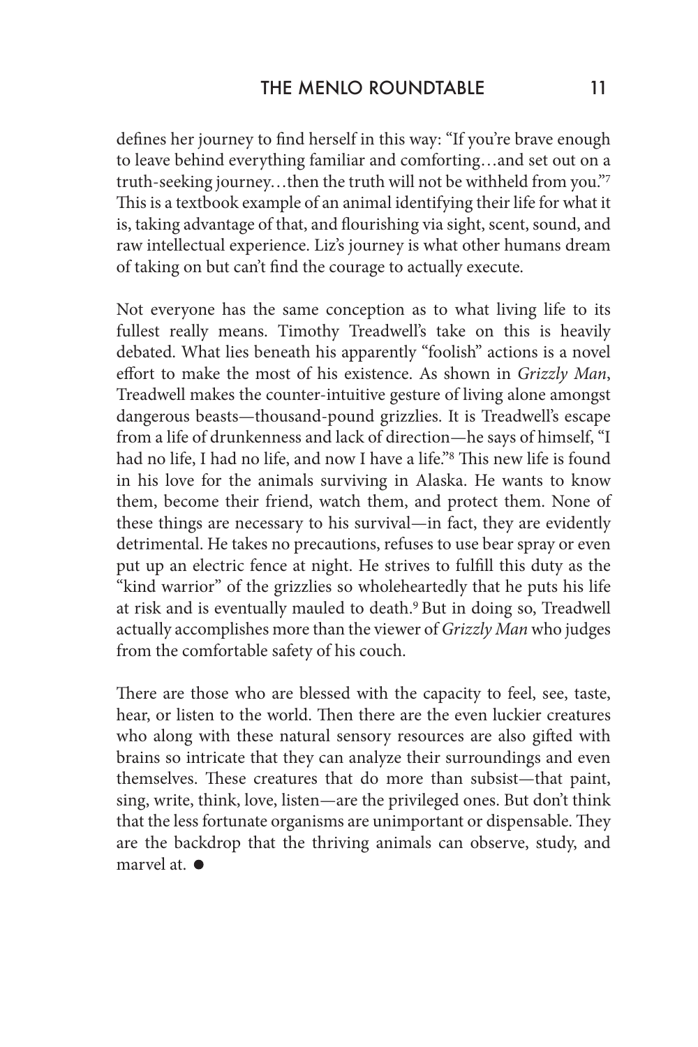defines her journey to find herself in this way: "If you're brave enough to leave behind everything familiar and comforting…and set out on a truth-seeking journey…then the truth will not be withheld from you."[7] This is a textbook example of an animal identifying their life for what it is, taking advantage of that, and flourishing via sight, scent, sound, and raw intellectual experience. Liz's journey is what other humans dream of taking on but can't find the courage to actually execute.

Not everyone has the same conception as to what living life to its fullest really means. Timothy Treadwell's take on this is heavily debated. What lies beneath his apparently "foolish" actions is a novel effort to make the most of his existence. As shown in *Grizzly Man*, Treadwell makes the counter-intuitive gesture of living alone amongst dangerous beasts—thousand-pound grizzlies. It is Treadwell's escape from a life of drunkenness and lack of direction—he says of himself, "I had no life, I had no life, and now I have a life."[8] This new life is found in his love for the animals surviving in Alaska. He wants to know them, become their friend, watch them, and protect them. None of these things are necessary to his survival—in fact, they are evidently detrimental. He takes no precautions, refuses to use bear spray or even put up an electric fence at night. He strives to fulfill this duty as the "kind warrior" of the grizzlies so wholeheartedly that he puts his life at risk and is eventually mauled to death.[9] But in doing so, Treadwell actually accomplishes more than the viewer of *Grizzly Man* who judges from the comfortable safety of his couch.

There are those who are blessed with the capacity to feel, see, taste, hear, or listen to the world. Then there are the even luckier creatures who along with these natural sensory resources are also gifted with brains so intricate that they can analyze their surroundings and even themselves. These creatures that do more than subsist—that paint, sing, write, think, love, listen—are the privileged ones. But don't think that the less fortunate organisms are unimportant or dispensable. They are the backdrop that the thriving animals can observe, study, and marvel at. ●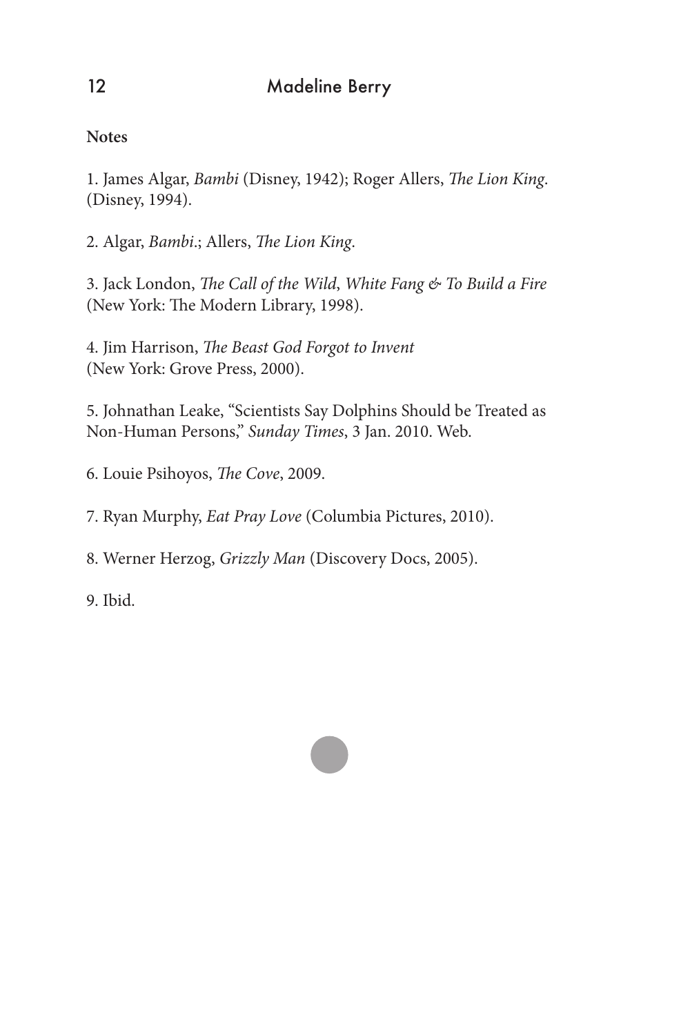**Notes**

1. James Algar, *Bambi* (Disney, 1942); Roger Allers, *The Lion King*. (Disney, 1994).

2. Algar, *Bambi*.; Allers, *The Lion King*.

3. Jack London, *The Call of the Wild*, *White Fang & To Build a Fire* (New York: The Modern Library, 1998).

4. Jim Harrison, *The Beast God Forgot to Invent* (New York: Grove Press, 2000).

5. Johnathan Leake, "Scientists Say Dolphins Should be Treated as Non-Human Persons," *Sunday Times*, 3 Jan. 2010. Web.

6. Louie Psihoyos, *The Cove*, 2009.

7. Ryan Murphy, *Eat Pray Love* (Columbia Pictures, 2010).

8. Werner Herzog, *Grizzly Man* (Discovery Docs, 2005).

9. Ibid.